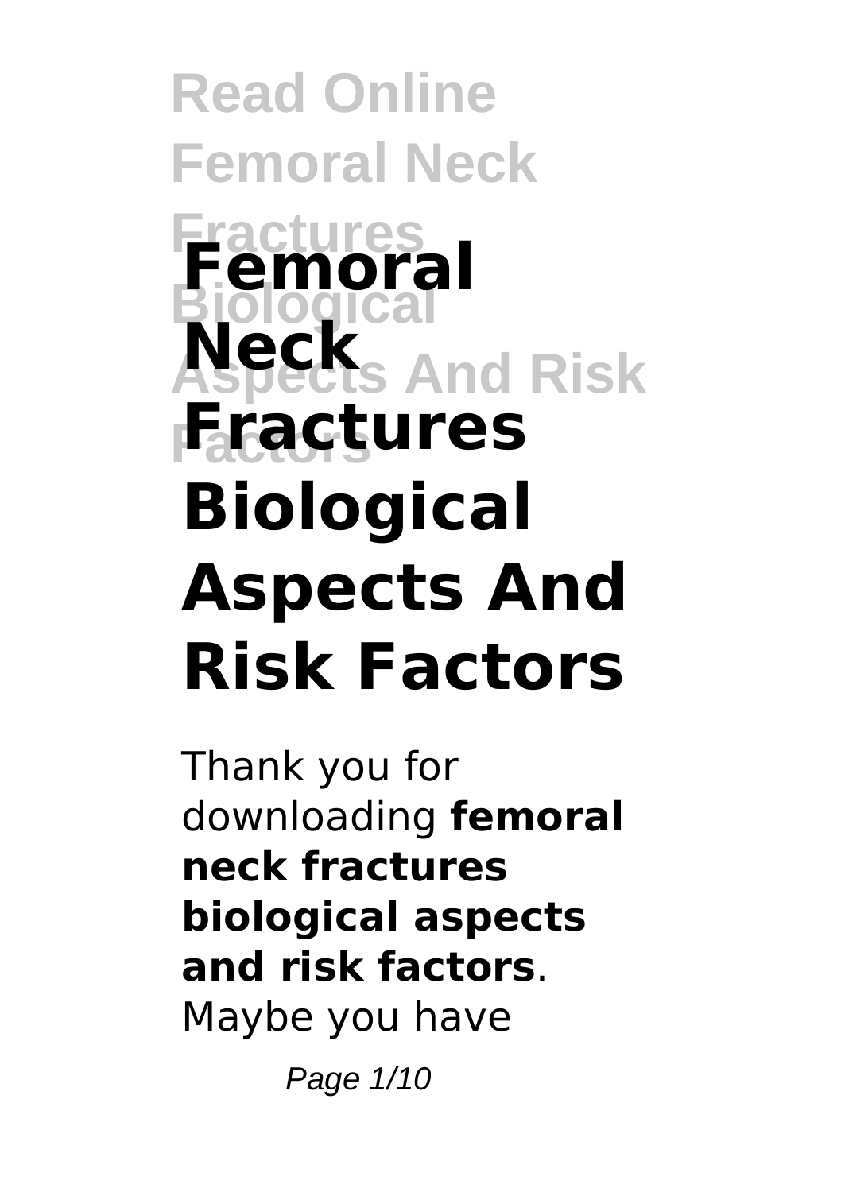# Femoral Neck Fractures Biological Aspects And Risk Factors

Thank you for downloading **femoral neck fractures biological aspects and risk factors**. Maybe you have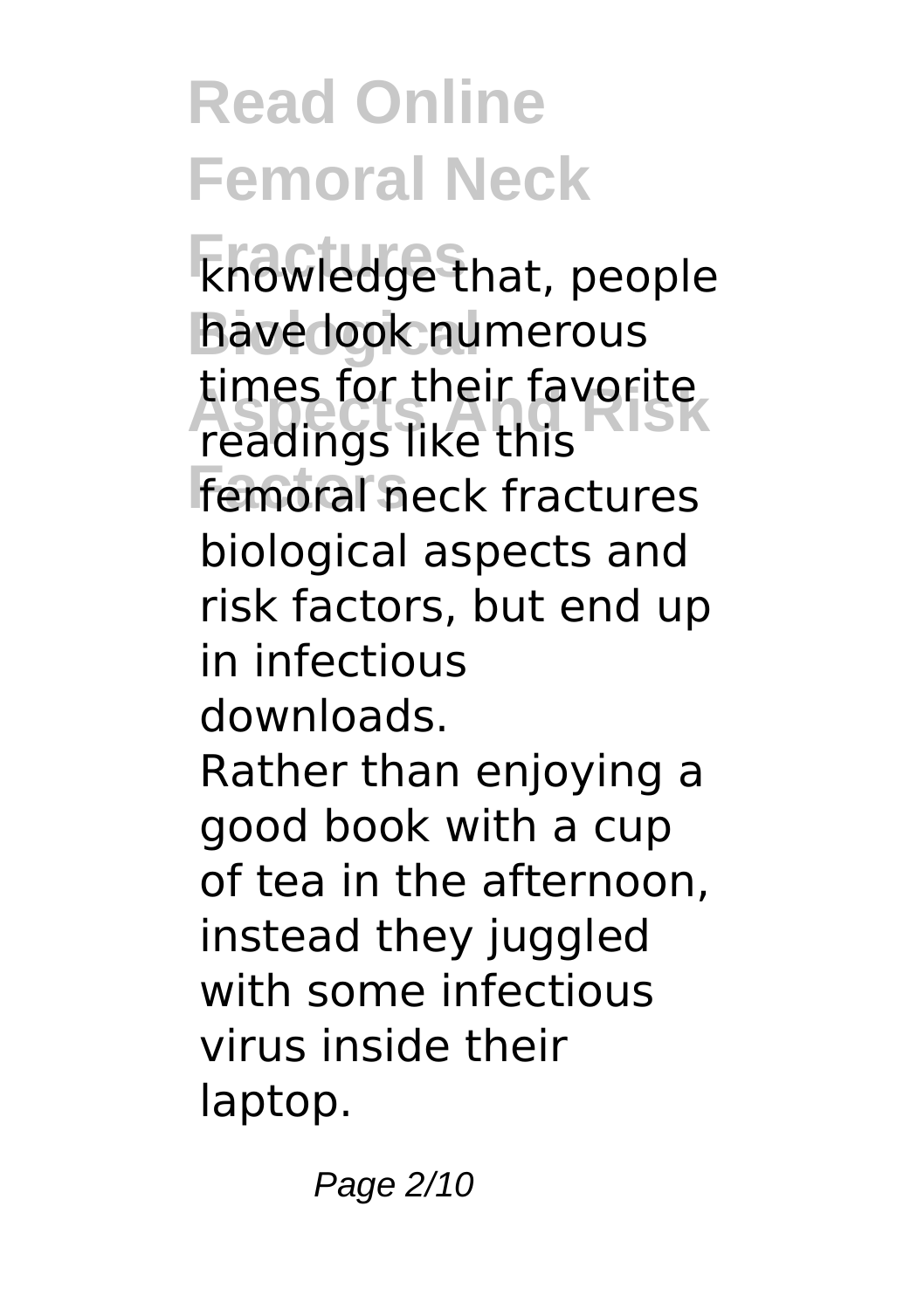knowledge that, people have look numerous times for their favorite readings like this femoral neck fractures biological aspects and risk factors, but end up in infectious downloads.

Rather than enjoying a good book with a cup of tea in the afternoon, instead they juggled with some infectious virus inside their laptop.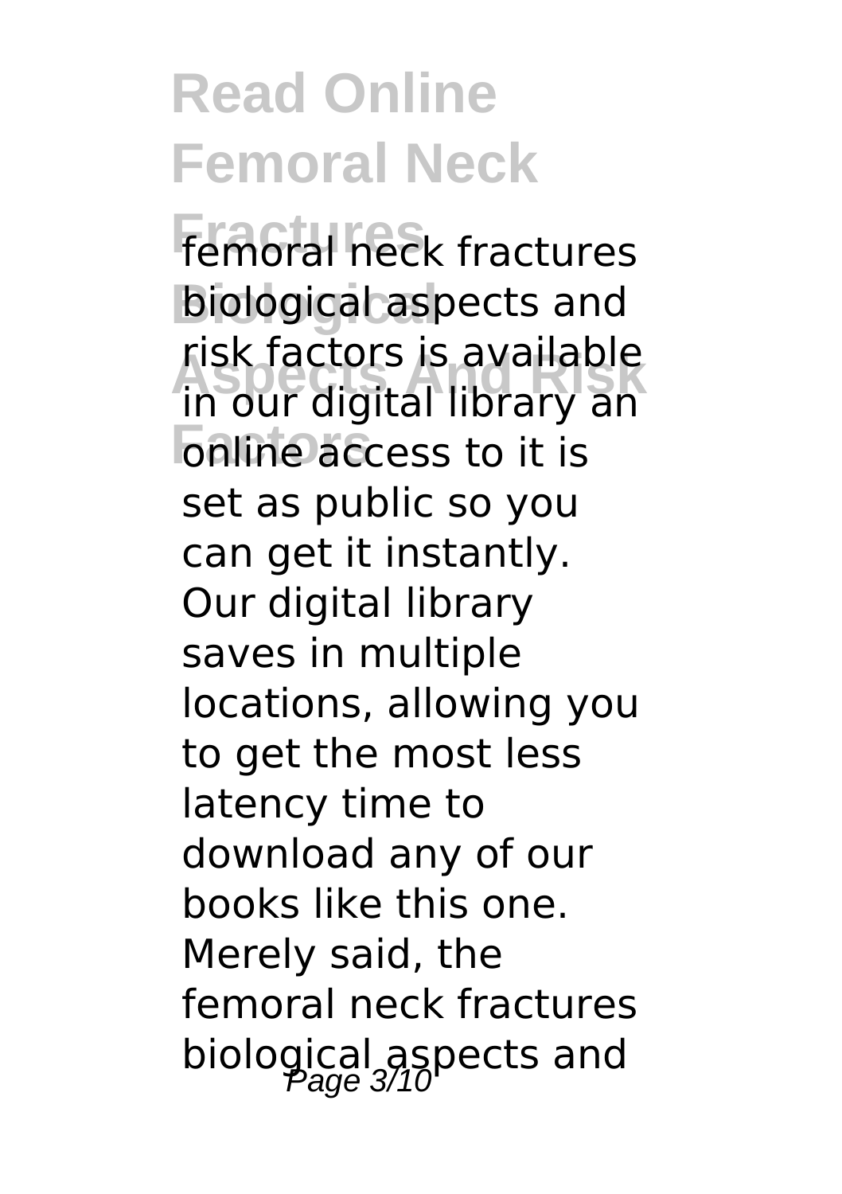femoral neck fractures biological aspects and risk factors is available in our digital library an online access to it is set as public so you can get it instantly. Our digital library saves in multiple locations, allowing you to get the most less latency time to download any of our books like this one. Merely said, the femoral neck fractures biological aspects and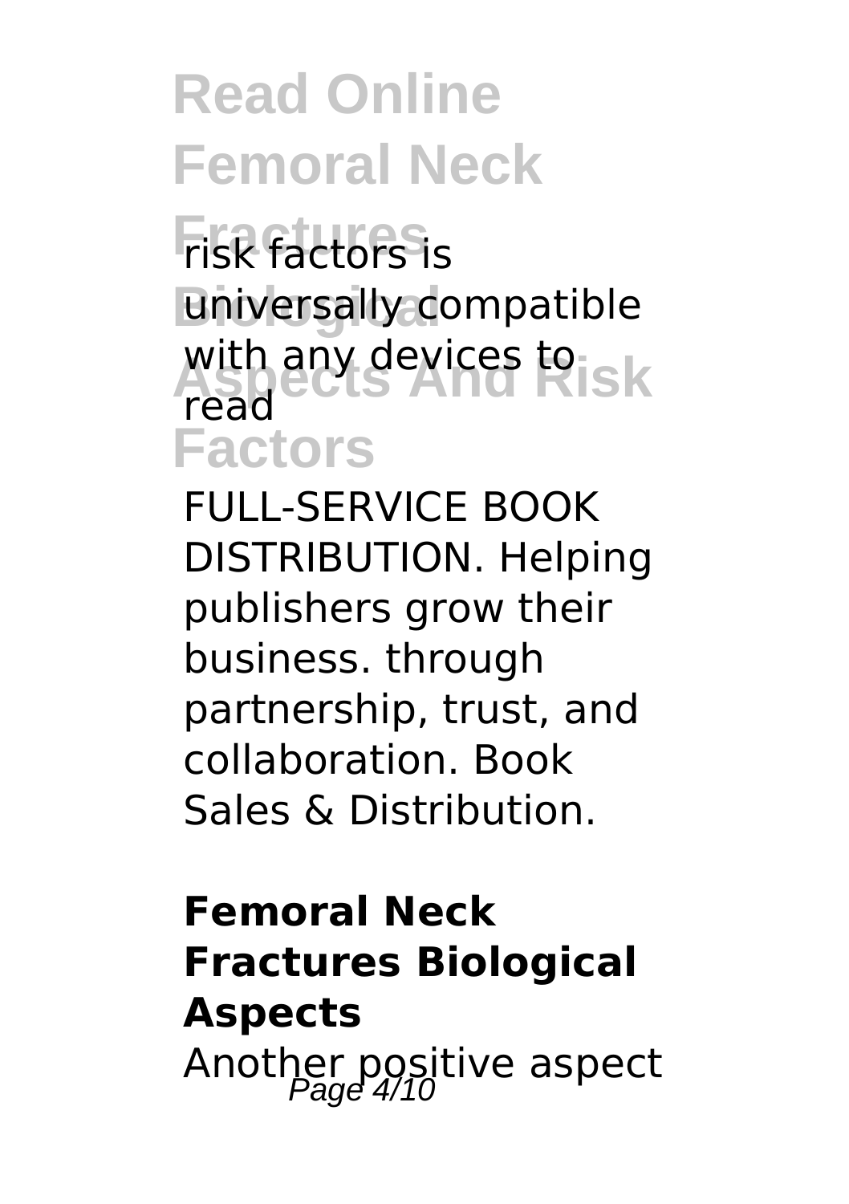risk factors is universally compatible with any devices to read

FULL-SERVICE BOOK DISTRIBUTION. Helping publishers grow their business. through partnership, trust, and collaboration. Book Sales & Distribution.

## Femoral Neck Fractures Biological Aspects

Another positive aspect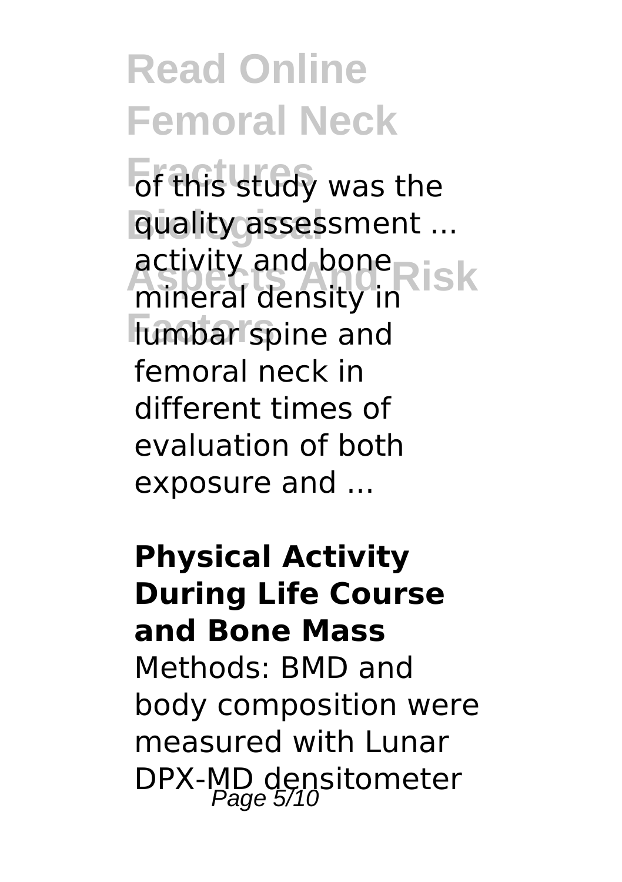of this study was the quality assessment ... activity and bone mineral density in lumbar spine and femoral neck in different times of evaluation of both exposure and ...

**Physical Activity During Life Course and Bone Mass**

Methods: BMD and body composition were measured with Lunar DPX-MD densitometer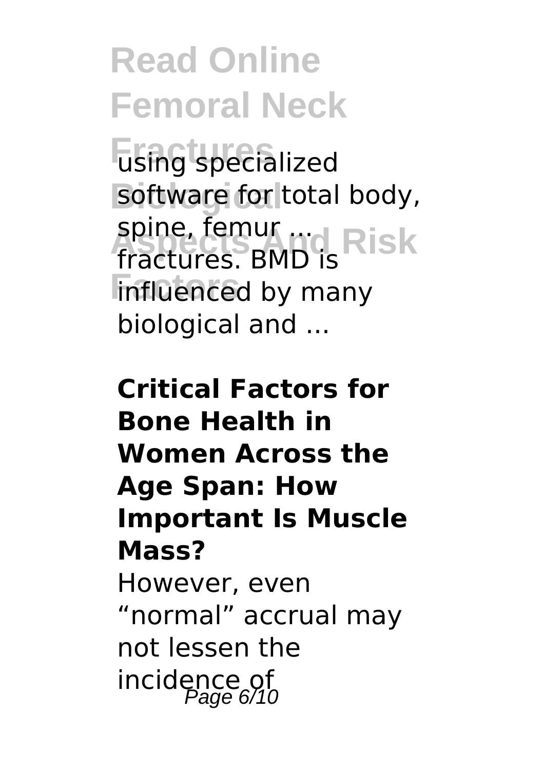using specialized software for total body, spine, femur ... fractures. BMD is influenced by many biological and ...

**Critical Factors for Bone Health in Women Across the Age Span: How Important Is Muscle Mass?**

However, even "normal" accrual may not lessen the incidence of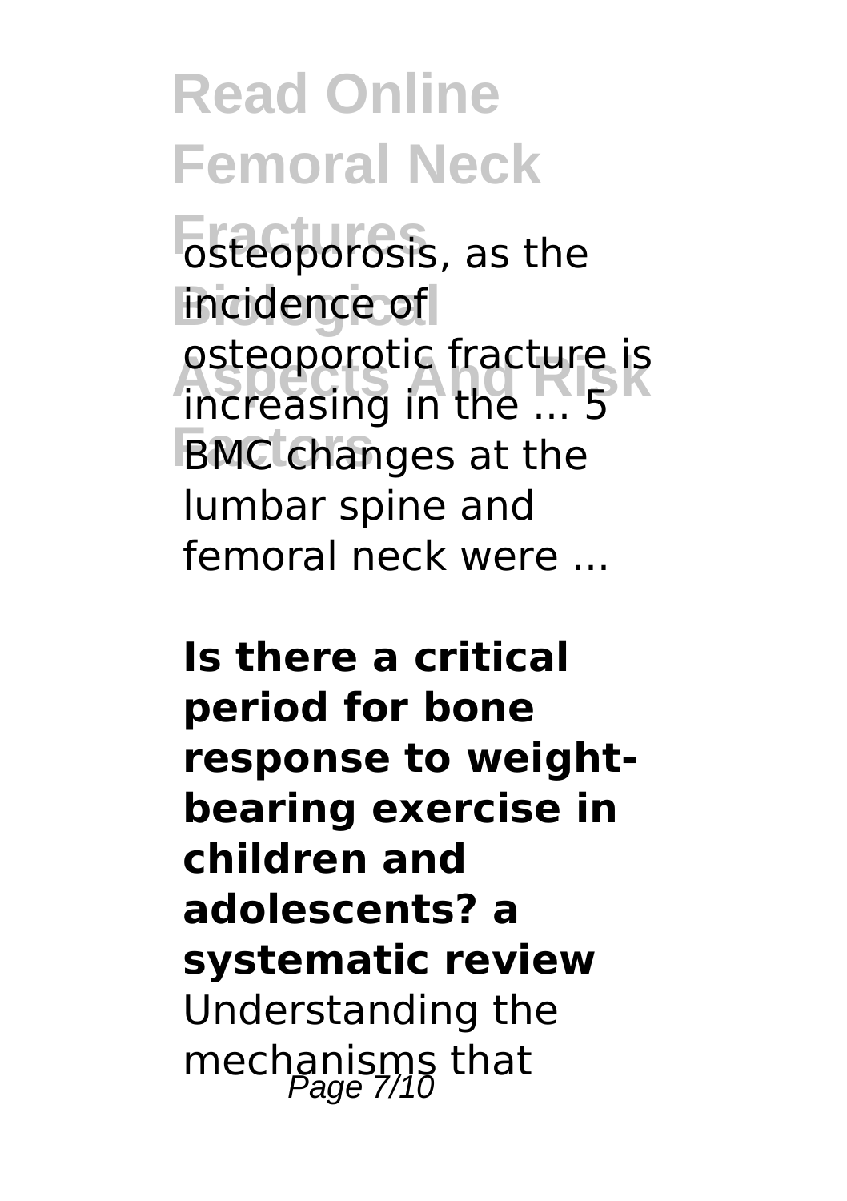osteoporosis, as the incidence of osteoporotic fracture is increasing in the ... 5 BMC changes at the lumbar spine and femoral neck were ...

**Is there a critical period for bone response to weight-bearing exercise in children and adolescents? a systematic review**

Understanding the mechanisms that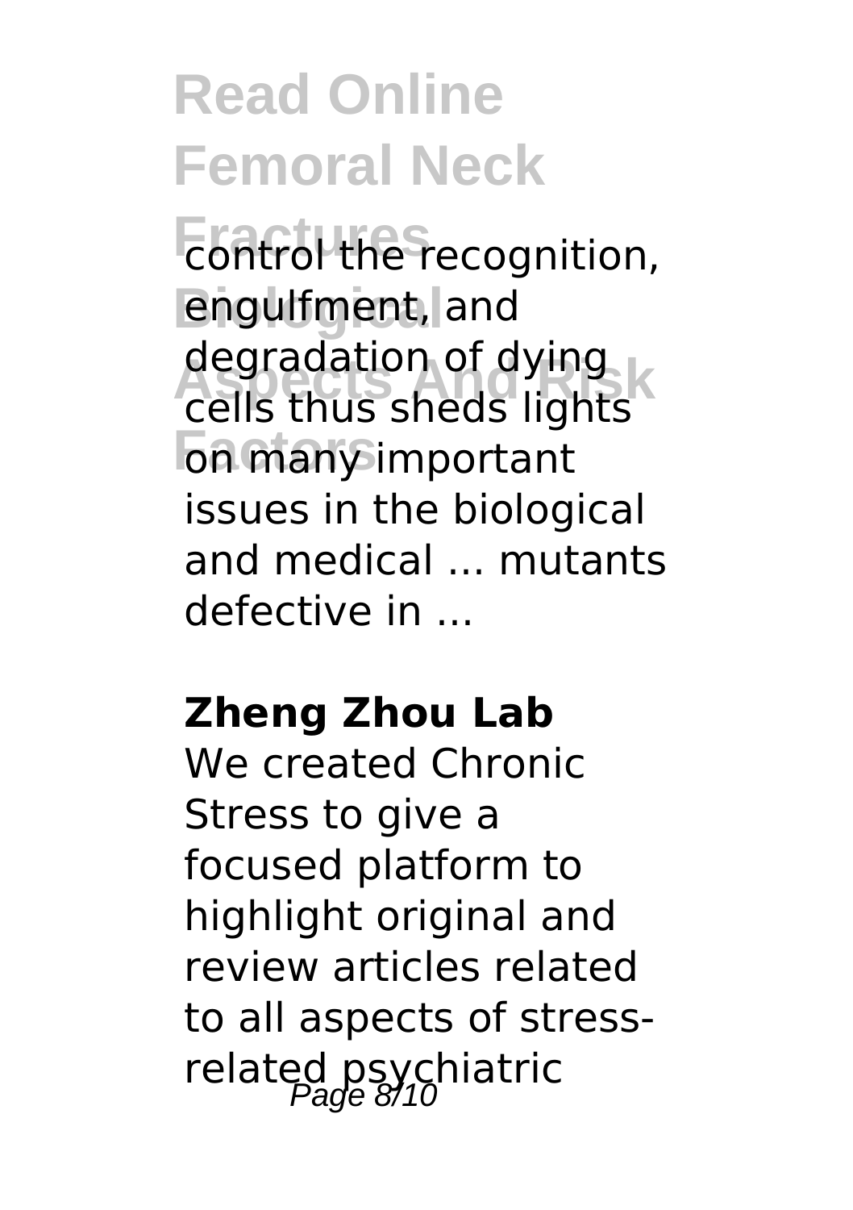control the recognition, engulfment, and degradation of dying cells thus sheds lights on many important issues in the biological and medical ... mutants defective in ...

**Zheng Zhou Lab**

We created Chronic Stress to give a focused platform to highlight original and review articles related to all aspects of stress-related psychiatric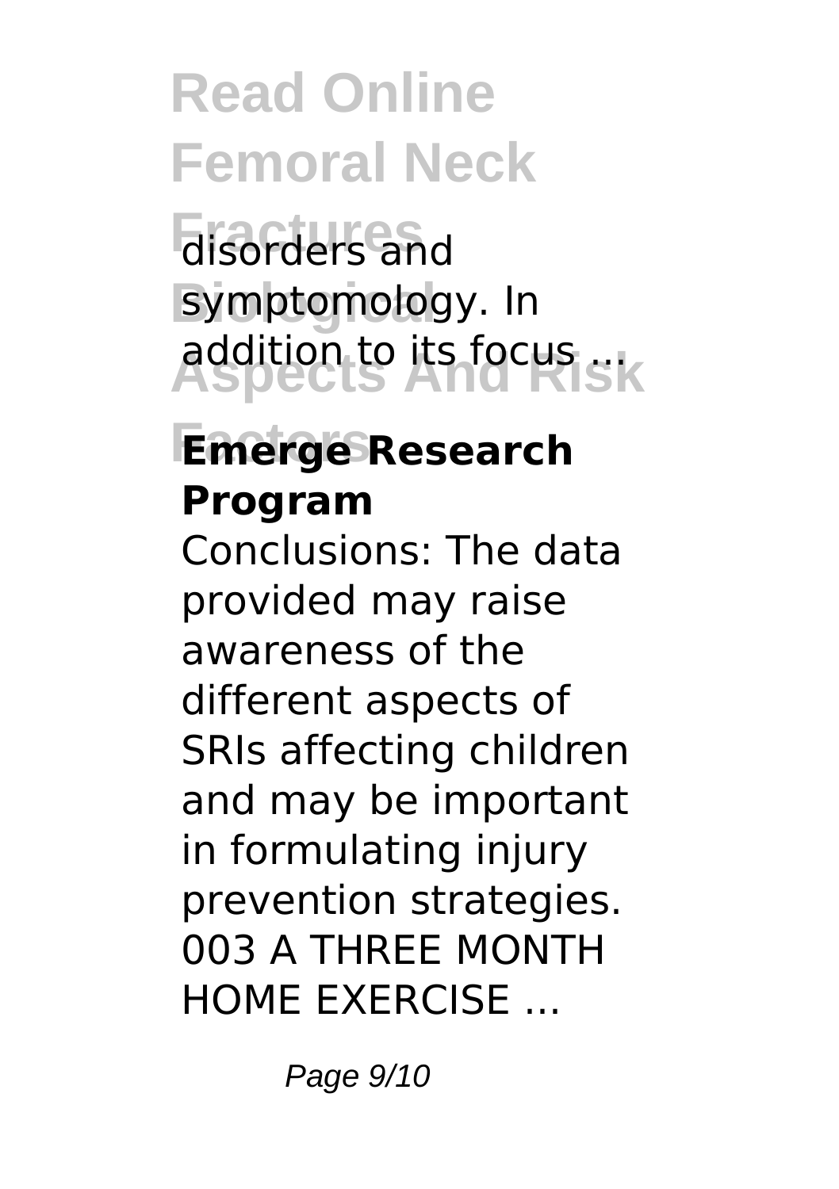disorders and symptomology. In addition to its focus ...

**Emerge Research Program**

Conclusions: The data provided may raise awareness of the different aspects of SRIs affecting children and may be important in formulating injury prevention strategies. 003 A THREE MONTH HOME EXERCISE ...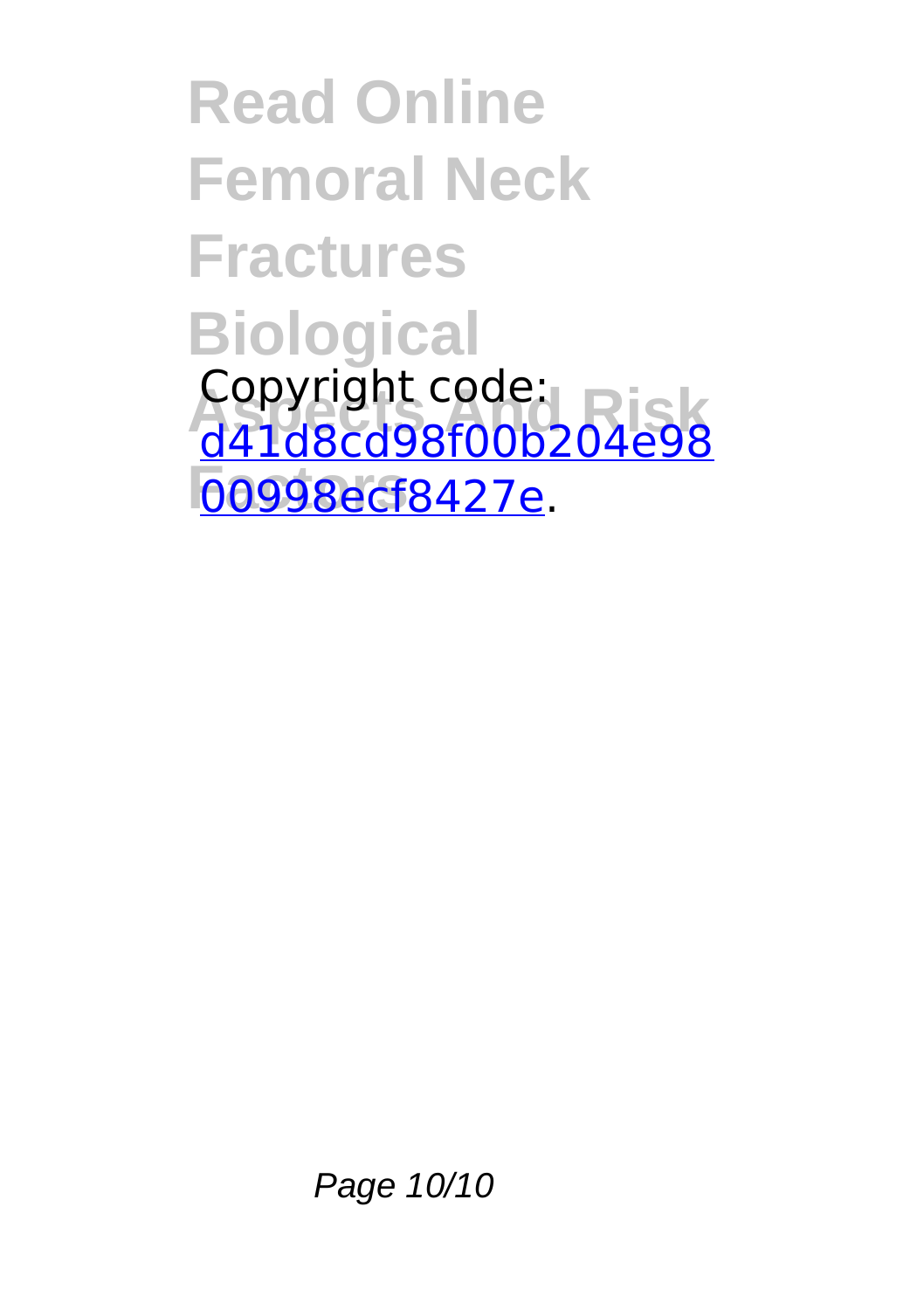Copyright code: [d41d8cd98f00b204e9800998ecf8427e](d41d8cd98f00b204e9800998ecf8427e).